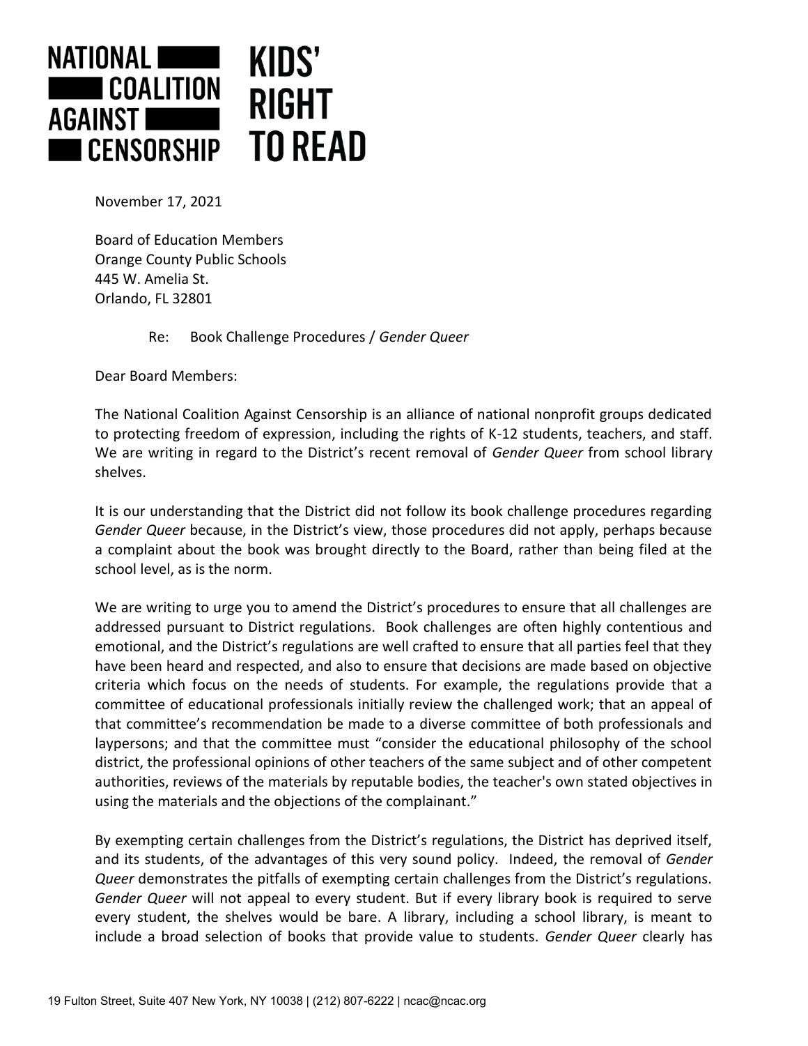**NATIONAL COALITION AGAINST CENSORSHIP** | **KIDS' RIGHT TO READ**

November 17, 2021

Board of Education Members
Orange County Public Schools
445 W. Amelia St.
Orlando, FL 32801

Re: Book Challenge Procedures / *Gender Queer*

Dear Board Members:

The National Coalition Against Censorship is an alliance of national nonprofit groups dedicated to protecting freedom of expression, including the rights of K-12 students, teachers, and staff. We are writing in regard to the District's recent removal of *Gender Queer* from school library shelves.

It is our understanding that the District did not follow its book challenge procedures regarding *Gender Queer* because, in the District's view, those procedures did not apply, perhaps because a complaint about the book was brought directly to the Board, rather than being filed at the school level, as is the norm.

We are writing to urge you to amend the District's procedures to ensure that all challenges are addressed pursuant to District regulations. Book challenges are often highly contentious and emotional, and the District's regulations are well crafted to ensure that all parties feel that they have been heard and respected, and also to ensure that decisions are made based on objective criteria which focus on the needs of students. For example, the regulations provide that a committee of educational professionals initially review the challenged work; that an appeal of that committee's recommendation be made to a diverse committee of both professionals and laypersons; and that the committee must "consider the educational philosophy of the school district, the professional opinions of other teachers of the same subject and of other competent authorities, reviews of the materials by reputable bodies, the teacher's own stated objectives in using the materials and the objections of the complainant."

By exempting certain challenges from the District's regulations, the District has deprived itself, and its students, of the advantages of this very sound policy. Indeed, the removal of *Gender Queer* demonstrates the pitfalls of exempting certain challenges from the District's regulations. *Gender Queer* will not appeal to every student. But if every library book is required to serve every student, the shelves would be bare. A library, including a school library, is meant to include a broad selection of books that provide value to students. *Gender Queer* clearly has

19 Fulton Street, Suite 407 New York, NY 10038 | (212) 807-6222 | ncac@ncac.org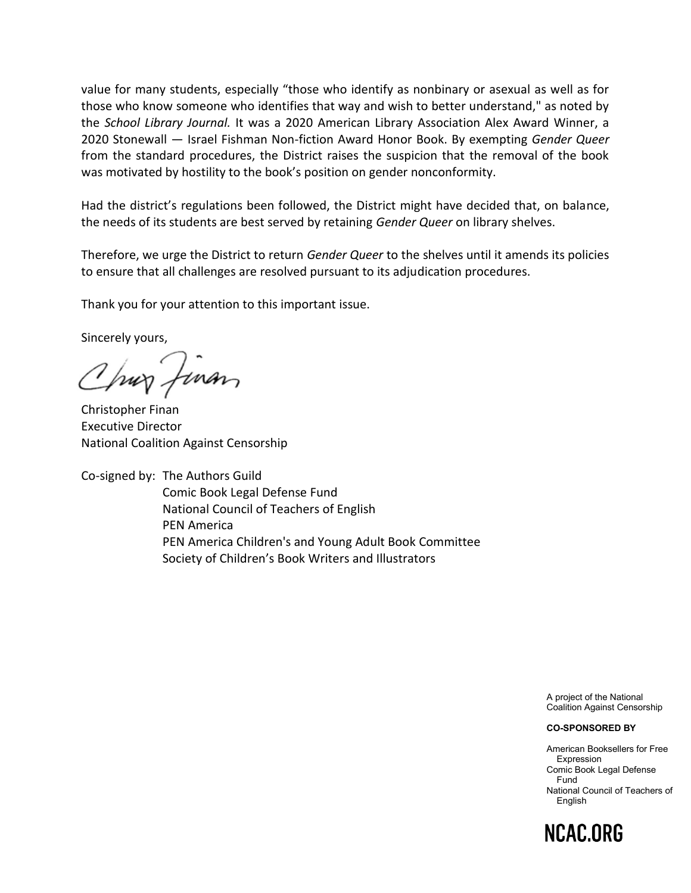value for many students, especially "those who identify as nonbinary or asexual as well as for those who know someone who identifies that way and wish to better understand," as noted by the *School Library Journal.* It was a 2020 American Library Association Alex Award Winner, a 2020 Stonewall — Israel Fishman Non-fiction Award Honor Book. By exempting *Gender Queer* from the standard procedures, the District raises the suspicion that the removal of the book was motivated by hostility to the book's position on gender nonconformity.

Had the district's regulations been followed, the District might have decided that, on balance, the needs of its students are best served by retaining *Gender Queer* on library shelves.

Therefore, we urge the District to return *Gender Queer* to the shelves until it amends its policies to ensure that all challenges are resolved pursuant to its adjudication procedures.

Thank you for your attention to this important issue.

Sincerely yours,

Christopher Finan
Executive Director
National Coalition Against Censorship

Co-signed by: The Authors Guild
Comic Book Legal Defense Fund
National Council of Teachers of English
PEN America
PEN America Children's and Young Adult Book Committee
Society of Children's Book Writers and Illustrators

A project of the National Coalition Against Censorship

**CO-SPONSORED BY**

American Booksellers for Free Expression
Comic Book Legal Defense Fund
National Council of Teachers of English

**NCAC.ORG**